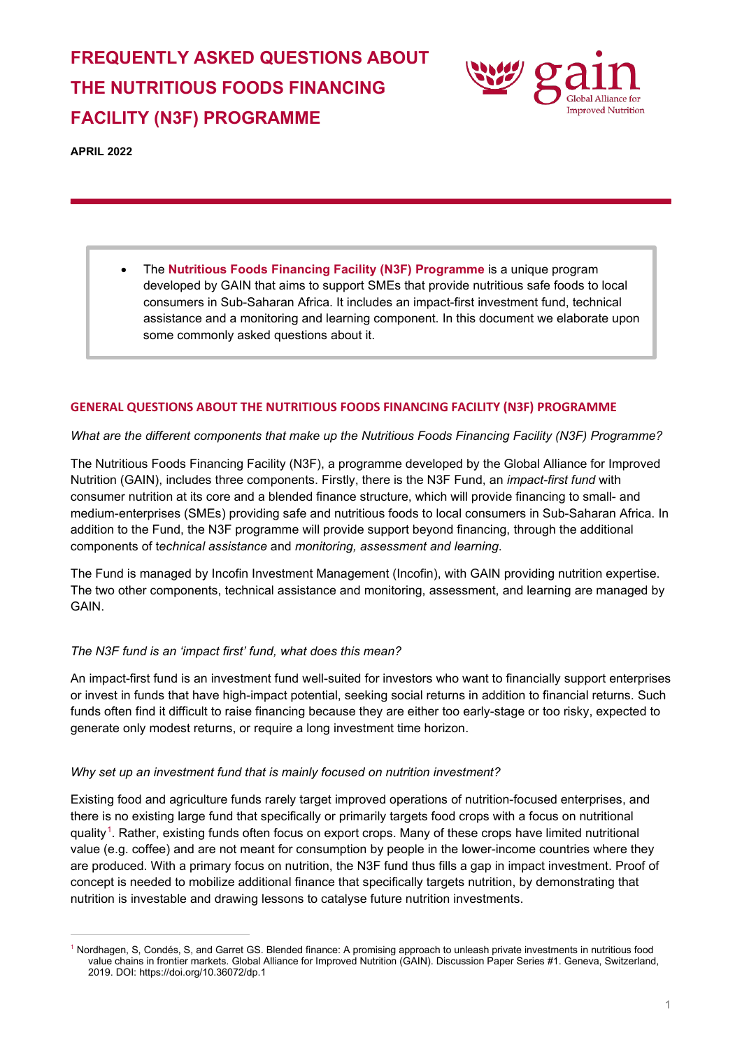# FREQUENTLY ASKED QUESTIONS ABOUT THE NUTRITIOUS FOODS FINANCING FACILITY (N3F) PROGRAMME

**APRIL 2022**

- The **Nutritious Foods Financing Facility (N3F) Programme** is a unique program developed by GAIN that aims to support SMEs that provide nutritious safe foods to local consumers in Sub-Saharan Africa. It includes an impact-first investment fund, technical assistance and a monitoring and learning component. In this document we elaborate upon some commonly asked questions about it.

## GENERAL QUESTIONS ABOUT THE NUTRITIOUS FOODS FINANCING FACILITY (N3F) PROGRAMME

*What are the different components that make up the Nutritious Foods Financing Facility (N3F) Programme?*

The Nutritious Foods Financing Facility (N3F), a programme developed by the Global Alliance for Improved Nutrition (GAIN), includes three components. Firstly, there is the N3F Fund, an *impact-first fund* with consumer nutrition at its core and a blended finance structure, which will provide financing to small- and medium-enterprises (SMEs) providing safe and nutritious foods to local consumers in Sub-Saharan Africa. In addition to the Fund, the N3F programme will provide support beyond financing, through the additional components of te*chnical assistance* and *monitoring, assessment and learning*.

The Fund is managed by Incofin Investment Management (Incofin), with GAIN providing nutrition expertise. The two other components, technical assistance and monitoring, assessment, and learning are managed by GAIN.

*The N3F fund is an 'impact first' fund, what does this mean?*

An impact-first fund is an investment fund well-suited for investors who want to financially support enterprises or invest in funds that have high-impact potential, seeking social returns in addition to financial returns. Such funds often find it difficult to raise financing because they are either too early-stage or too risky, expected to generate only modest returns, or require a long investment time horizon.

*Why set up an investment fund that is mainly focused on nutrition investment?*

Existing food and agriculture funds rarely target improved operations of nutrition-focused enterprises, and there is no existing large fund that specifically or primarily targets food crops with a focus on nutritional quality[1]. Rather, existing funds often focus on export crops. Many of these crops have limited nutritional value (e.g. coffee) and are not meant for consumption by people in the lower-income countries where they are produced. With a primary focus on nutrition, the N3F fund thus fills a gap in impact investment. Proof of concept is needed to mobilize additional finance that specifically targets nutrition, by demonstrating that nutrition is investable and drawing lessons to catalyse future nutrition investments.

---

[1] Nordhagen, S, Condés, S, and Garret GS. Blended finance: A promising approach to unleash private investments in nutritious food value chains in frontier markets. Global Alliance for Improved Nutrition (GAIN). Discussion Paper Series #1. Geneva, Switzerland, 2019. DOI: https://doi.org/10.36072/dp.1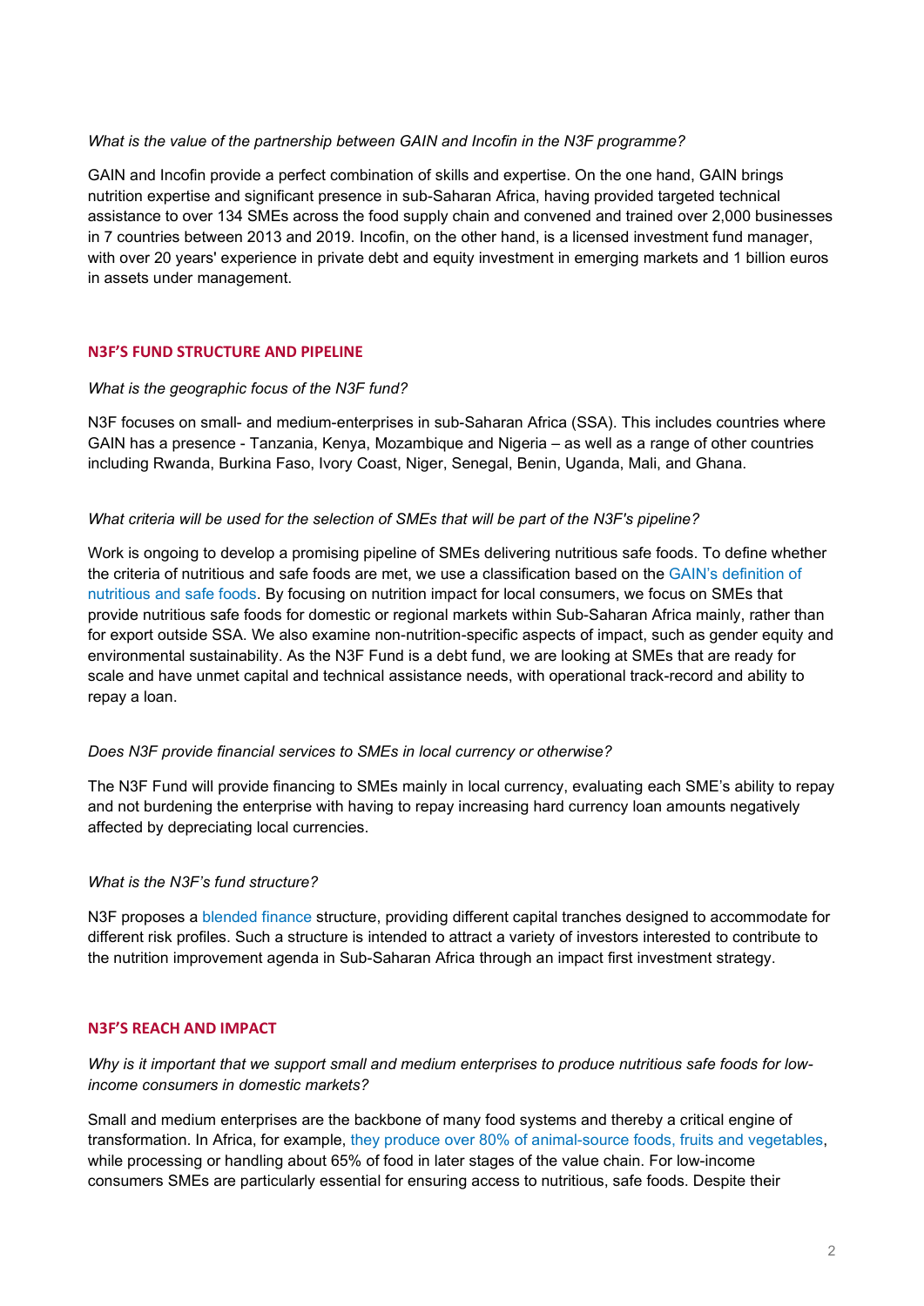*What is the value of the partnership between GAIN and Incofin in the N3F programme?*

GAIN and Incofin provide a perfect combination of skills and expertise. On the one hand, GAIN brings nutrition expertise and significant presence in sub-Saharan Africa, having provided targeted technical assistance to over 134 SMEs across the food supply chain and convened and trained over 2,000 businesses in 7 countries between 2013 and 2019. Incofin, on the other hand, is a licensed investment fund manager, with over 20 years' experience in private debt and equity investment in emerging markets and 1 billion euros in assets under management.

## N3F'S FUND STRUCTURE AND PIPELINE

*What is the geographic focus of the N3F fund?*

N3F focuses on small- and medium-enterprises in sub-Saharan Africa (SSA). This includes countries where GAIN has a presence - Tanzania, Kenya, Mozambique and Nigeria – as well as a range of other countries including Rwanda, Burkina Faso, Ivory Coast, Niger, Senegal, Benin, Uganda, Mali, and Ghana.

*What criteria will be used for the selection of SMEs that will be part of the N3F's pipeline?*

Work is ongoing to develop a promising pipeline of SMEs delivering nutritious safe foods. To define whether the criteria of nutritious and safe foods are met, we use a classification based on the GAIN's definition of nutritious and safe foods. By focusing on nutrition impact for local consumers, we focus on SMEs that provide nutritious safe foods for domestic or regional markets within Sub-Saharan Africa mainly, rather than for export outside SSA. We also examine non-nutrition-specific aspects of impact, such as gender equity and environmental sustainability. As the N3F Fund is a debt fund, we are looking at SMEs that are ready for scale and have unmet capital and technical assistance needs, with operational track-record and ability to repay a loan.

*Does N3F provide financial services to SMEs in local currency or otherwise?*

The N3F Fund will provide financing to SMEs mainly in local currency, evaluating each SME's ability to repay and not burdening the enterprise with having to repay increasing hard currency loan amounts negatively affected by depreciating local currencies.

*What is the N3F's fund structure?*

N3F proposes a blended finance structure, providing different capital tranches designed to accommodate for different risk profiles. Such a structure is intended to attract a variety of investors interested to contribute to the nutrition improvement agenda in Sub-Saharan Africa through an impact first investment strategy.

## N3F'S REACH AND IMPACT

*Why is it important that we support small and medium enterprises to produce nutritious safe foods for low-income consumers in domestic markets?*

Small and medium enterprises are the backbone of many food systems and thereby a critical engine of transformation. In Africa, for example, they produce over 80% of animal-source foods, fruits and vegetables, while processing or handling about 65% of food in later stages of the value chain. For low-income consumers SMEs are particularly essential for ensuring access to nutritious, safe foods. Despite their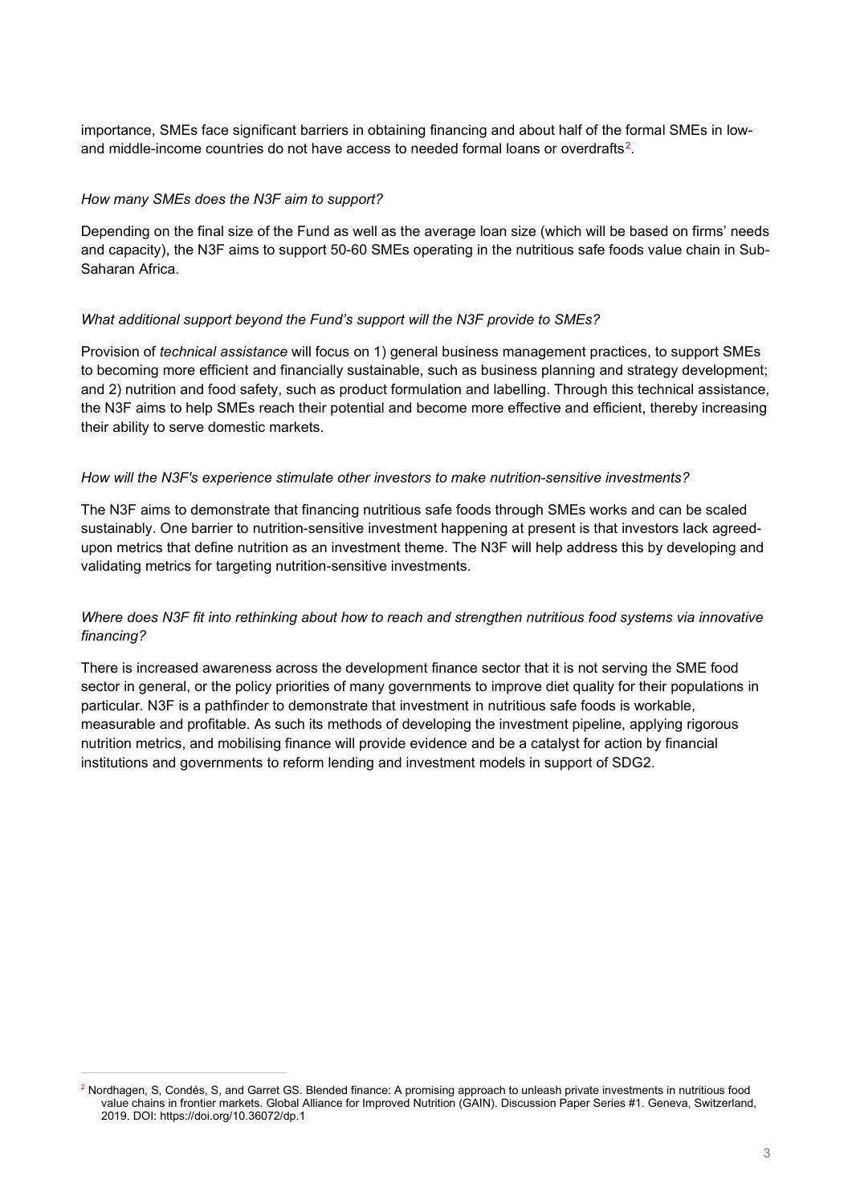importance, SMEs face significant barriers in obtaining financing and about half of the formal SMEs in low- and middle-income countries do not have access to needed formal loans or overdrafts[2].

*How many SMEs does the N3F aim to support?*

Depending on the final size of the Fund as well as the average loan size (which will be based on firms' needs and capacity), the N3F aims to support 50-60 SMEs operating in the nutritious safe foods value chain in Sub-Saharan Africa.

*What additional support beyond the Fund's support will the N3F provide to SMEs?*

Provision of *technical assistance* will focus on 1) general business management practices, to support SMEs to becoming more efficient and financially sustainable, such as business planning and strategy development; and 2) nutrition and food safety, such as product formulation and labelling. Through this technical assistance, the N3F aims to help SMEs reach their potential and become more effective and efficient, thereby increasing their ability to serve domestic markets.

*How will the N3F's experience stimulate other investors to make nutrition-sensitive investments?*

The N3F aims to demonstrate that financing nutritious safe foods through SMEs works and can be scaled sustainably. One barrier to nutrition-sensitive investment happening at present is that investors lack agreed-upon metrics that define nutrition as an investment theme. The N3F will help address this by developing and validating metrics for targeting nutrition-sensitive investments.

*Where does N3F fit into rethinking about how to reach and strengthen nutritious food systems via innovative financing?*

There is increased awareness across the development finance sector that it is not serving the SME food sector in general, or the policy priorities of many governments to improve diet quality for their populations in particular. N3F is a pathfinder to demonstrate that investment in nutritious safe foods is workable, measurable and profitable. As such its methods of developing the investment pipeline, applying rigorous nutrition metrics, and mobilising finance will provide evidence and be a catalyst for action by financial institutions and governments to reform lending and investment models in support of SDG2.

---

[2] Nordhagen, S, Condés, S, and Garret GS. Blended finance: A promising approach to unleash private investments in nutritious food value chains in frontier markets. Global Alliance for Improved Nutrition (GAIN). Discussion Paper Series #1. Geneva, Switzerland, 2019. DOI: https://doi.org/10.36072/dp.1